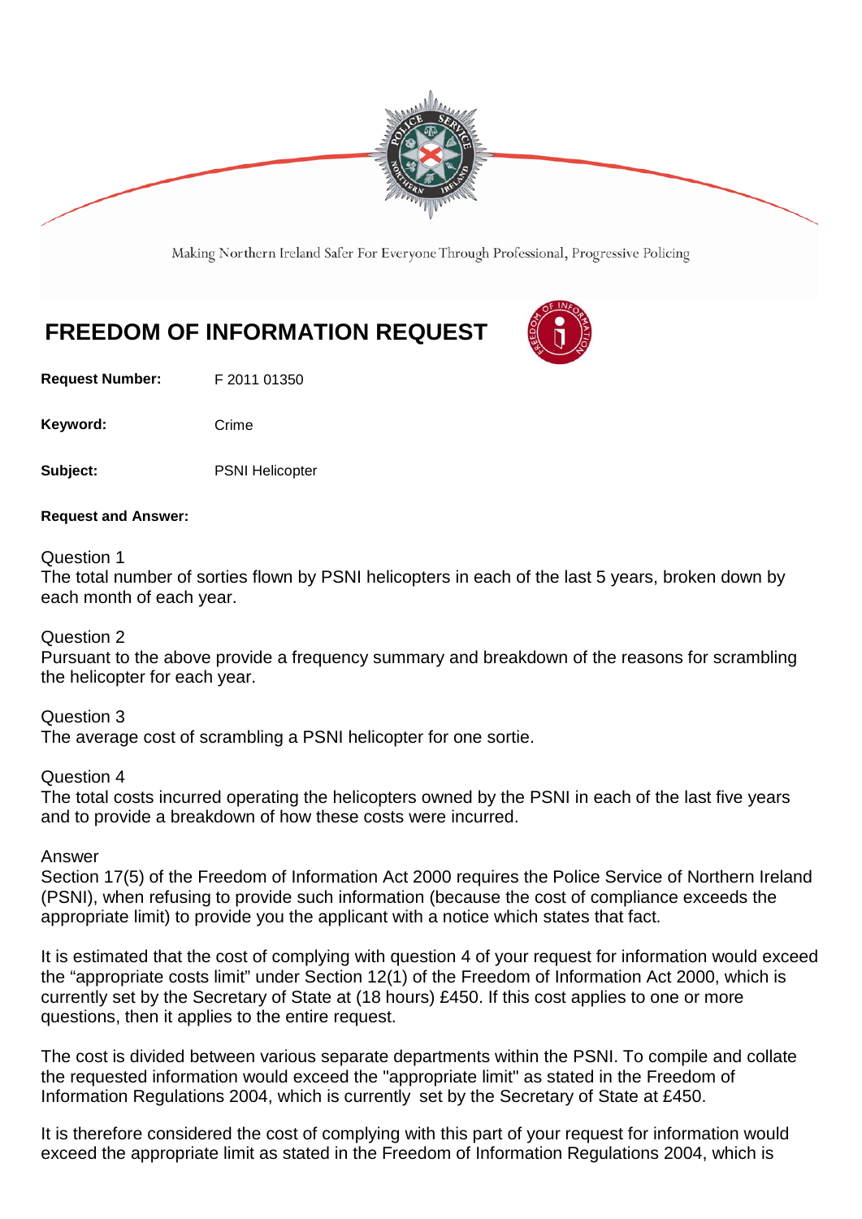Making Northern Ireland Safer For Everyone Through Professional, Progressive Policing

# FREEDOM OF INFORMATION REQUEST

**Request Number:** F 2011 01350

**Keyword:** Crime

**Subject:** PSNI Helicopter

**Request and Answer:**

Question 1
The total number of sorties flown by PSNI helicopters in each of the last 5 years, broken down by each month of each year.

Question 2
Pursuant to the above provide a frequency summary and breakdown of the reasons for scrambling the helicopter for each year.

Question 3
The average cost of scrambling a PSNI helicopter for one sortie.

Question 4
The total costs incurred operating the helicopters owned by the PSNI in each of the last five years and to provide a breakdown of how these costs were incurred.

Answer
Section 17(5) of the Freedom of Information Act 2000 requires the Police Service of Northern Ireland (PSNI), when refusing to provide such information (because the cost of compliance exceeds the appropriate limit) to provide you the applicant with a notice which states that fact.

It is estimated that the cost of complying with question 4 of your request for information would exceed the "appropriate costs limit" under Section 12(1) of the Freedom of Information Act 2000, which is currently set by the Secretary of State at (18 hours) £450. If this cost applies to one or more questions, then it applies to the entire request.

The cost is divided between various separate departments within the PSNI. To compile and collate the requested information would exceed the "appropriate limit" as stated in the Freedom of Information Regulations 2004, which is currently set by the Secretary of State at £450.

It is therefore considered the cost of complying with this part of your request for information would exceed the appropriate limit as stated in the Freedom of Information Regulations 2004, which is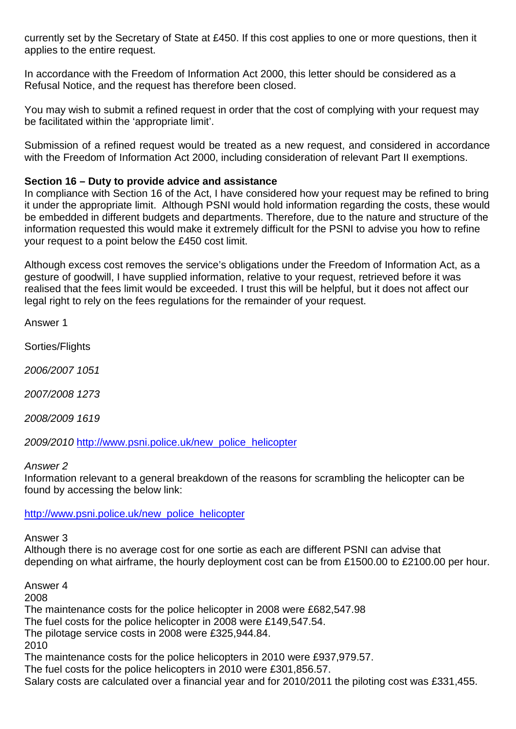currently set by the Secretary of State at £450. If this cost applies to one or more questions, then it applies to the entire request.

In accordance with the Freedom of Information Act 2000, this letter should be considered as a Refusal Notice, and the request has therefore been closed.

You may wish to submit a refined request in order that the cost of complying with your request may be facilitated within the 'appropriate limit'.

Submission of a refined request would be treated as a new request, and considered in accordance with the Freedom of Information Act 2000, including consideration of relevant Part II exemptions.

**Section 16 – Duty to provide advice and assistance**
In compliance with Section 16 of the Act, I have considered how your request may be refined to bring it under the appropriate limit. Although PSNI would hold information regarding the costs, these would be embedded in different budgets and departments. Therefore, due to the nature and structure of the information requested this would make it extremely difficult for the PSNI to advise you how to refine your request to a point below the £450 cost limit.

Although excess cost removes the service's obligations under the Freedom of Information Act, as a gesture of goodwill, I have supplied information, relative to your request, retrieved before it was realised that the fees limit would be exceeded. I trust this will be helpful, but it does not affect our legal right to rely on the fees regulations for the remainder of your request.

Answer 1

Sorties/Flights

*2006/2007 1051*

*2007/2008 1273*

*2008/2009 1619*

*2009/2010* [http://www.psni.police.uk/new_police_helicopter](http://www.psni.police.uk/new_police_helicopter)

*Answer 2*
Information relevant to a general breakdown of the reasons for scrambling the helicopter can be found by accessing the below link:

[http://www.psni.police.uk/new_police_helicopter](http://www.psni.police.uk/new_police_helicopter)

Answer 3
Although there is no average cost for one sortie as each are different PSNI can advise that depending on what airframe, the hourly deployment cost can be from £1500.00 to £2100.00 per hour.

Answer 4
2008
The maintenance costs for the police helicopter in 2008 were £682,547.98
The fuel costs for the police helicopter in 2008 were £149,547.54.
The pilotage service costs in 2008 were £325,944.84.
2010
The maintenance costs for the police helicopters in 2010 were £937,979.57.
The fuel costs for the police helicopters in 2010 were £301,856.57.
Salary costs are calculated over a financial year and for 2010/2011 the piloting cost was £331,455.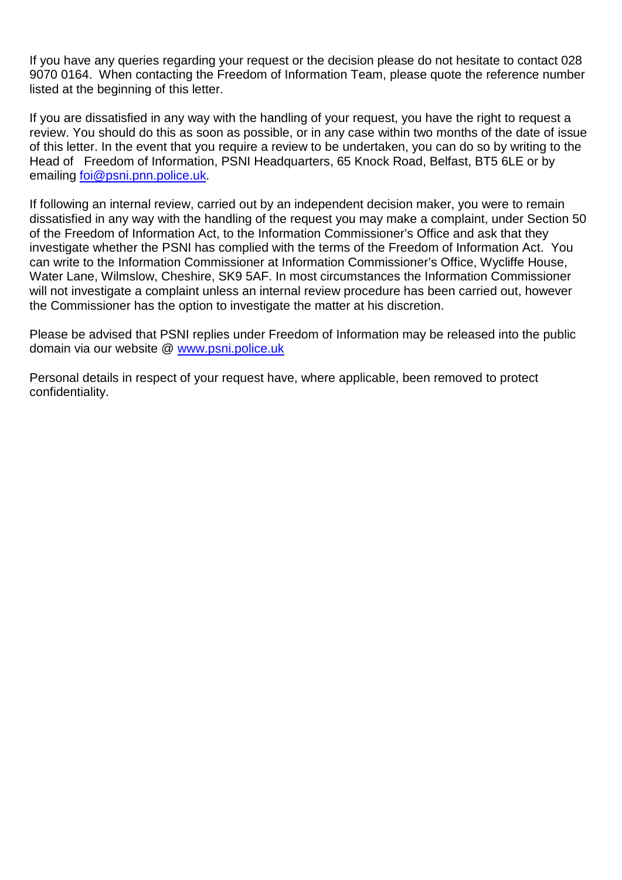If you have any queries regarding your request or the decision please do not hesitate to contact 028 9070 0164. When contacting the Freedom of Information Team, please quote the reference number listed at the beginning of this letter.

If you are dissatisfied in any way with the handling of your request, you have the right to request a review. You should do this as soon as possible, or in any case within two months of the date of issue of this letter. In the event that you require a review to be undertaken, you can do so by writing to the Head of Freedom of Information, PSNI Headquarters, 65 Knock Road, Belfast, BT5 6LE or by emailing foi@psni.pnn.police.uk.

If following an internal review, carried out by an independent decision maker, you were to remain dissatisfied in any way with the handling of the request you may make a complaint, under Section 50 of the Freedom of Information Act, to the Information Commissioner's Office and ask that they investigate whether the PSNI has complied with the terms of the Freedom of Information Act. You can write to the Information Commissioner at Information Commissioner's Office, Wycliffe House, Water Lane, Wilmslow, Cheshire, SK9 5AF. In most circumstances the Information Commissioner will not investigate a complaint unless an internal review procedure has been carried out, however the Commissioner has the option to investigate the matter at his discretion.

Please be advised that PSNI replies under Freedom of Information may be released into the public domain via our website @ www.psni.police.uk

Personal details in respect of your request have, where applicable, been removed to protect confidentiality.